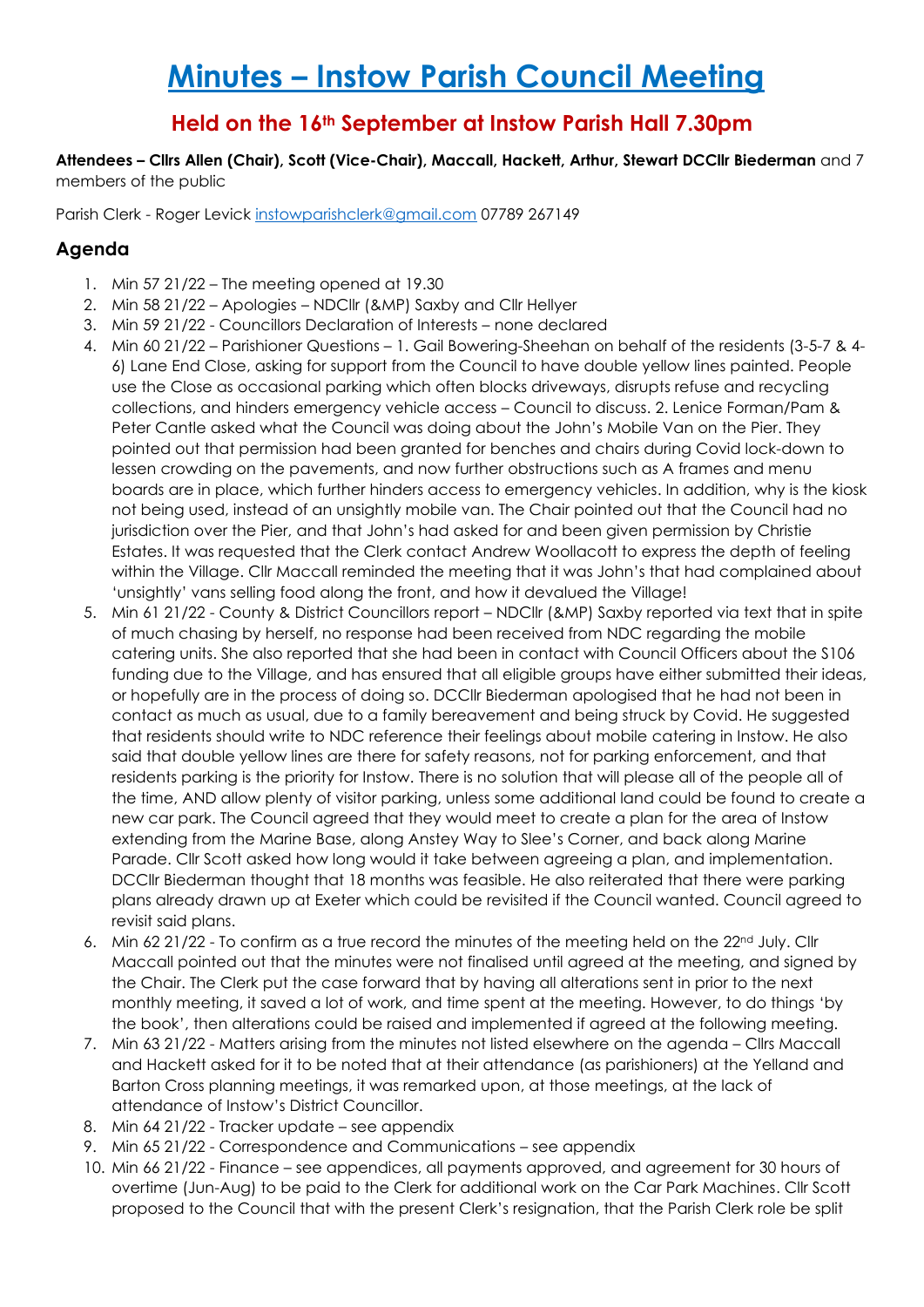# Minutes – Instow Parish Council Meeting

## Held on the 16th September at Instow Parish Hall 7.30pm

**Attendees – Cllrs Allen (Chair), Scott (Vice-Chair), Maccall, Hackett, Arthur, Stewart DCCllr Biederman** and 7 members of the public

Parish Clerk - Roger Levick instowparishclerk@gmail.com 07789 267149

### Agenda

1. Min 57 21/22 – The meeting opened at 19.30
2. Min 58 21/22 – Apologies – NDCllr (&MP) Saxby and Cllr Hellyer
3. Min 59 21/22 - Councillors Declaration of Interests – none declared
4. Min 60 21/22 – Parishioner Questions – 1. Gail Bowering-Sheehan on behalf of the residents (3-5-7 & 4-6) Lane End Close, asking for support from the Council to have double yellow lines painted. People use the Close as occasional parking which often blocks driveways, disrupts refuse and recycling collections, and hinders emergency vehicle access – Council to discuss. 2. Lenice Forman/Pam & Peter Cantle asked what the Council was doing about the John's Mobile Van on the Pier. They pointed out that permission had been granted for benches and chairs during Covid lock-down to lessen crowding on the pavements, and now further obstructions such as A frames and menu boards are in place, which further hinders access to emergency vehicles. In addition, why is the kiosk not being used, instead of an unsightly mobile van. The Chair pointed out that the Council had no jurisdiction over the Pier, and that John's had asked for and been given permission by Christie Estates. It was requested that the Clerk contact Andrew Woollacott to express the depth of feeling within the Village. Cllr Maccall reminded the meeting that it was John's that had complained about 'unsightly' vans selling food along the front, and how it devalued the Village!
5. Min 61 21/22 - County & District Councillors report – NDCllr (&MP) Saxby reported via text that in spite of much chasing by herself, no response had been received from NDC regarding the mobile catering units. She also reported that she had been in contact with Council Officers about the S106 funding due to the Village, and has ensured that all eligible groups have either submitted their ideas, or hopefully are in the process of doing so. DCCllr Biederman apologised that he had not been in contact as much as usual, due to a family bereavement and being struck by Covid. He suggested that residents should write to NDC reference their feelings about mobile catering in Instow. He also said that double yellow lines are there for safety reasons, not for parking enforcement, and that residents parking is the priority for Instow. There is no solution that will please all of the people all of the time, AND allow plenty of visitor parking, unless some additional land could be found to create a new car park. The Council agreed that they would meet to create a plan for the area of Instow extending from the Marine Base, along Anstey Way to Slee's Corner, and back along Marine Parade. Cllr Scott asked how long would it take between agreeing a plan, and implementation. DCCllr Biederman thought that 18 months was feasible. He also reiterated that there were parking plans already drawn up at Exeter which could be revisited if the Council wanted. Council agreed to revisit said plans.
6. Min 62 21/22 - To confirm as a true record the minutes of the meeting held on the 22nd July. Cllr Maccall pointed out that the minutes were not finalised until agreed at the meeting, and signed by the Chair. The Clerk put the case forward that by having all alterations sent in prior to the next monthly meeting, it saved a lot of work, and time spent at the meeting. However, to do things 'by the book', then alterations could be raised and implemented if agreed at the following meeting.
7. Min 63 21/22 - Matters arising from the minutes not listed elsewhere on the agenda – Cllrs Maccall and Hackett asked for it to be noted that at their attendance (as parishioners) at the Yelland and Barton Cross planning meetings, it was remarked upon, at those meetings, at the lack of attendance of Instow's District Councillor.
8. Min 64 21/22 - Tracker update – see appendix
9. Min 65 21/22 - Correspondence and Communications – see appendix
10. Min 66 21/22 - Finance – see appendices, all payments approved, and agreement for 30 hours of overtime (Jun-Aug) to be paid to the Clerk for additional work on the Car Park Machines. Cllr Scott proposed to the Council that with the present Clerk's resignation, that the Parish Clerk role be split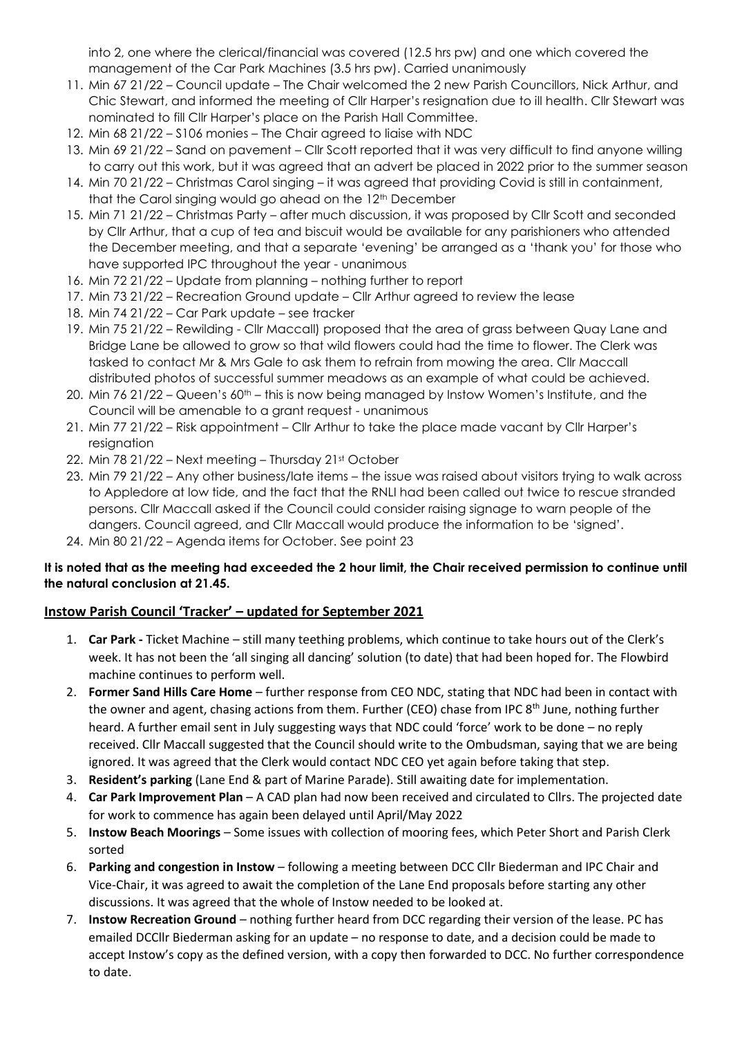into 2, one where the clerical/financial was covered (12.5 hrs pw) and one which covered the management of the Car Park Machines (3.5 hrs pw). Carried unanimously

11. Min 67 21/22 – Council update – The Chair welcomed the 2 new Parish Councillors, Nick Arthur, and Chic Stewart, and informed the meeting of Cllr Harper's resignation due to ill health. Cllr Stewart was nominated to fill Cllr Harper's place on the Parish Hall Committee.
12. Min 68 21/22 – S106 monies – The Chair agreed to liaise with NDC
13. Min 69 21/22 – Sand on pavement – Cllr Scott reported that it was very difficult to find anyone willing to carry out this work, but it was agreed that an advert be placed in 2022 prior to the summer season
14. Min 70 21/22 – Christmas Carol singing – it was agreed that providing Covid is still in containment, that the Carol singing would go ahead on the 12th December
15. Min 71 21/22 – Christmas Party – after much discussion, it was proposed by Cllr Scott and seconded by Cllr Arthur, that a cup of tea and biscuit would be available for any parishioners who attended the December meeting, and that a separate 'evening' be arranged as a 'thank you' for those who have supported IPC throughout the year - unanimous
16. Min 72 21/22 – Update from planning – nothing further to report
17. Min 73 21/22 – Recreation Ground update – Cllr Arthur agreed to review the lease
18. Min 74 21/22 – Car Park update – see tracker
19. Min 75 21/22 – Rewilding - Cllr Maccall) proposed that the area of grass between Quay Lane and Bridge Lane be allowed to grow so that wild flowers could had the time to flower. The Clerk was tasked to contact Mr & Mrs Gale to ask them to refrain from mowing the area. Cllr Maccall distributed photos of successful summer meadows as an example of what could be achieved.
20. Min 76 21/22 – Queen's 60th – this is now being managed by Instow Women's Institute, and the Council will be amenable to a grant request - unanimous
21. Min 77 21/22 – Risk appointment – Cllr Arthur to take the place made vacant by Cllr Harper's resignation
22. Min 78 21/22 – Next meeting – Thursday 21st October
23. Min 79 21/22 – Any other business/late items – the issue was raised about visitors trying to walk across to Appledore at low tide, and the fact that the RNLI had been called out twice to rescue stranded persons. Cllr Maccall asked if the Council could consider raising signage to warn people of the dangers. Council agreed, and Cllr Maccall would produce the information to be 'signed'.
24. Min 80 21/22 – Agenda items for October. See point 23

**It is noted that as the meeting had exceeded the 2 hour limit, the Chair received permission to continue until the natural conclusion at 21.45.**

## Instow Parish Council 'Tracker' – updated for September 2021

1. **Car Park -** Ticket Machine – still many teething problems, which continue to take hours out of the Clerk's week. It has not been the 'all singing all dancing' solution (to date) that had been hoped for. The Flowbird machine continues to perform well.
2. **Former Sand Hills Care Home** – further response from CEO NDC, stating that NDC had been in contact with the owner and agent, chasing actions from them. Further (CEO) chase from IPC 8th June, nothing further heard. A further email sent in July suggesting ways that NDC could 'force' work to be done – no reply received. Cllr Maccall suggested that the Council should write to the Ombudsman, saying that we are being ignored. It was agreed that the Clerk would contact NDC CEO yet again before taking that step.
3. **Resident's parking** (Lane End & part of Marine Parade). Still awaiting date for implementation.
4. **Car Park Improvement Plan** – A CAD plan had now been received and circulated to Cllrs. The projected date for work to commence has again been delayed until April/May 2022
5. **Instow Beach Moorings** – Some issues with collection of mooring fees, which Peter Short and Parish Clerk sorted
6. **Parking and congestion in Instow** – following a meeting between DCC Cllr Biederman and IPC Chair and Vice-Chair, it was agreed to await the completion of the Lane End proposals before starting any other discussions. It was agreed that the whole of Instow needed to be looked at.
7. **Instow Recreation Ground** – nothing further heard from DCC regarding their version of the lease. PC has emailed DCCllr Biederman asking for an update – no response to date, and a decision could be made to accept Instow's copy as the defined version, with a copy then forwarded to DCC. No further correspondence to date.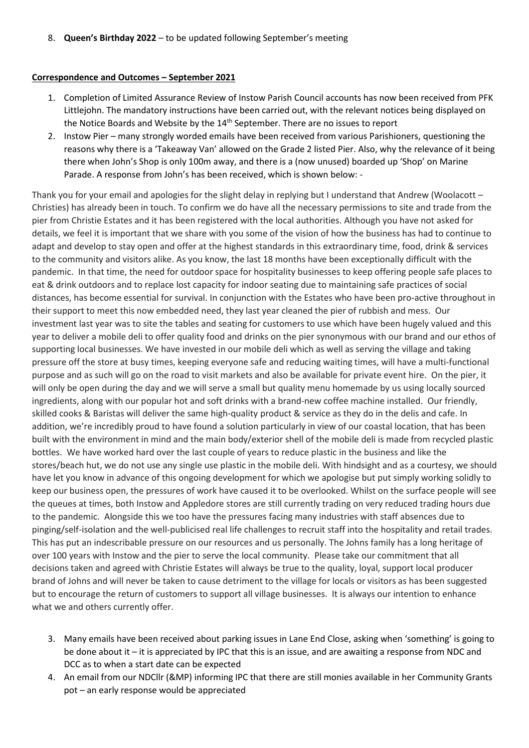8. **Queen's Birthday 2022** – to be updated following September's meeting

**Correspondence and Outcomes – September 2021**

1. Completion of Limited Assurance Review of Instow Parish Council accounts has now been received from PFK Littlejohn. The mandatory instructions have been carried out, with the relevant notices being displayed on the Notice Boards and Website by the 14th September. There are no issues to report
2. Instow Pier – many strongly worded emails have been received from various Parishioners, questioning the reasons why there is a 'Takeaway Van' allowed on the Grade 2 listed Pier. Also, why the relevance of it being there when John's Shop is only 100m away, and there is a (now unused) boarded up 'Shop' on Marine Parade. A response from John's has been received, which is shown below: -

Thank you for your email and apologies for the slight delay in replying but I understand that Andrew (Woolacott – Christies) has already been in touch. To confirm we do have all the necessary permissions to site and trade from the pier from Christie Estates and it has been registered with the local authorities. Although you have not asked for details, we feel it is important that we share with you some of the vision of how the business has had to continue to adapt and develop to stay open and offer at the highest standards in this extraordinary time, food, drink & services to the community and visitors alike. As you know, the last 18 months have been exceptionally difficult with the pandemic. In that time, the need for outdoor space for hospitality businesses to keep offering people safe places to eat & drink outdoors and to replace lost capacity for indoor seating due to maintaining safe practices of social distances, has become essential for survival. In conjunction with the Estates who have been pro-active throughout in their support to meet this now embedded need, they last year cleaned the pier of rubbish and mess. Our investment last year was to site the tables and seating for customers to use which have been hugely valued and this year to deliver a mobile deli to offer quality food and drinks on the pier synonymous with our brand and our ethos of supporting local businesses. We have invested in our mobile deli which as well as serving the village and taking pressure off the store at busy times, keeping everyone safe and reducing waiting times, will have a multi-functional purpose and as such will go on the road to visit markets and also be available for private event hire. On the pier, it will only be open during the day and we will serve a small but quality menu homemade by us using locally sourced ingredients, along with our popular hot and soft drinks with a brand-new coffee machine installed. Our friendly, skilled cooks & Baristas will deliver the same high-quality product & service as they do in the delis and cafe. In addition, we're incredibly proud to have found a solution particularly in view of our coastal location, that has been built with the environment in mind and the main body/exterior shell of the mobile deli is made from recycled plastic bottles. We have worked hard over the last couple of years to reduce plastic in the business and like the stores/beach hut, we do not use any single use plastic in the mobile deli. With hindsight and as a courtesy, we should have let you know in advance of this ongoing development for which we apologise but put simply working solidly to keep our business open, the pressures of work have caused it to be overlooked. Whilst on the surface people will see the queues at times, both Instow and Appledore stores are still currently trading on very reduced trading hours due to the pandemic. Alongside this we too have the pressures facing many industries with staff absences due to pinging/self-isolation and the well-publicised real life challenges to recruit staff into the hospitality and retail trades. This has put an indescribable pressure on our resources and us personally. The Johns family has a long heritage of over 100 years with Instow and the pier to serve the local community. Please take our commitment that all decisions taken and agreed with Christie Estates will always be true to the quality, loyal, support local producer brand of Johns and will never be taken to cause detriment to the village for locals or visitors as has been suggested but to encourage the return of customers to support all village businesses. It is always our intention to enhance what we and others currently offer.

3. Many emails have been received about parking issues in Lane End Close, asking when 'something' is going to be done about it – it is appreciated by IPC that this is an issue, and are awaiting a response from NDC and DCC as to when a start date can be expected
4. An email from our NDCllr (&MP) informing IPC that there are still monies available in her Community Grants pot – an early response would be appreciated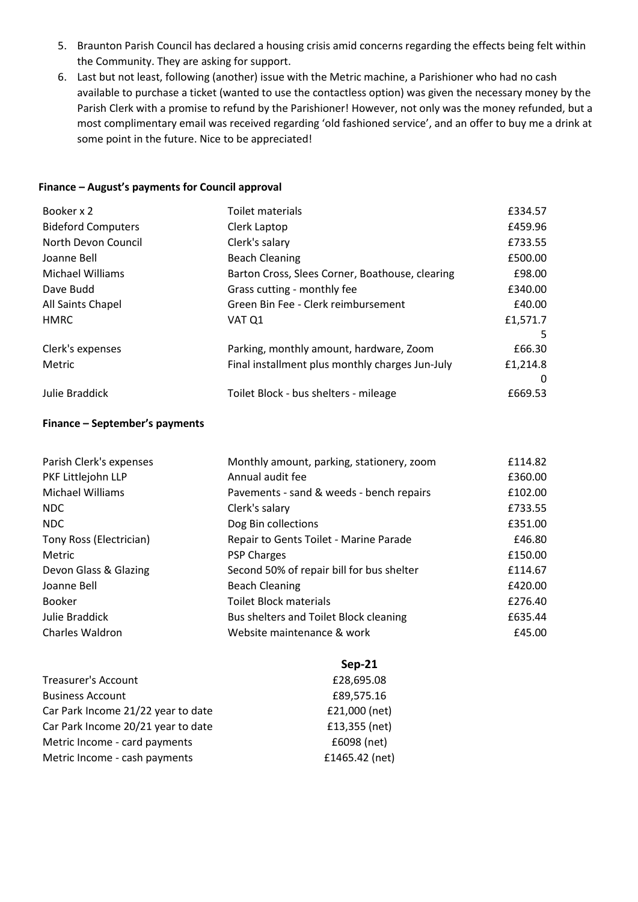5. Braunton Parish Council has declared a housing crisis amid concerns regarding the effects being felt within the Community. They are asking for support.
6. Last but not least, following (another) issue with the Metric machine, a Parishioner who had no cash available to purchase a ticket (wanted to use the contactless option) was given the necessary money by the Parish Clerk with a promise to refund by the Parishioner! However, not only was the money refunded, but a most complimentary email was received regarding 'old fashioned service', and an offer to buy me a drink at some point in the future. Nice to be appreciated!

**Finance – August's payments for Council approval**

| | | |
|---|---|---|
| Booker x 2 | Toilet materials | £334.57 |
| Bideford Computers | Clerk Laptop | £459.96 |
| North Devon Council | Clerk's salary | £733.55 |
| Joanne Bell | Beach Cleaning | £500.00 |
| Michael Williams | Barton Cross, Slees Corner, Boathouse, clearing | £98.00 |
| Dave Budd | Grass cutting - monthly fee | £340.00 |
| All Saints Chapel | Green Bin Fee - Clerk reimbursement | £40.00 |
| HMRC | VAT Q1 | £1,571.75 |
| Clerk's expenses | Parking, monthly amount, hardware, Zoom | £66.30 |
| Metric | Final installment plus monthly charges Jun-July | £1,214.80 |
| Julie Braddick | Toilet Block - bus shelters - mileage | £669.53 |

**Finance – September's payments**

| | | |
|---|---|---|
| Parish Clerk's expenses | Monthly amount, parking, stationery, zoom | £114.82 |
| PKF Littlejohn LLP | Annual audit fee | £360.00 |
| Michael Williams | Pavements - sand & weeds - bench repairs | £102.00 |
| NDC | Clerk's salary | £733.55 |
| NDC | Dog Bin collections | £351.00 |
| Tony Ross (Electrician) | Repair to Gents Toilet - Marine Parade | £46.80 |
| Metric | PSP Charges | £150.00 |
| Devon Glass & Glazing | Second 50% of repair bill for bus shelter | £114.67 |
| Joanne Bell | Beach Cleaning | £420.00 |
| Booker | Toilet Block materials | £276.40 |
| Julie Braddick | Bus shelters and Toilet Block cleaning | £635.44 |
| Charles Waldron | Website maintenance & work | £45.00 |

| | **Sep-21** |
|---|---|
| Treasurer's Account | £28,695.08 |
| Business Account | £89,575.16 |
| Car Park Income 21/22 year to date | £21,000 (net) |
| Car Park Income 20/21 year to date | £13,355 (net) |
| Metric Income - card payments | £6098 (net) |
| Metric Income - cash payments | £1465.42 (net) |